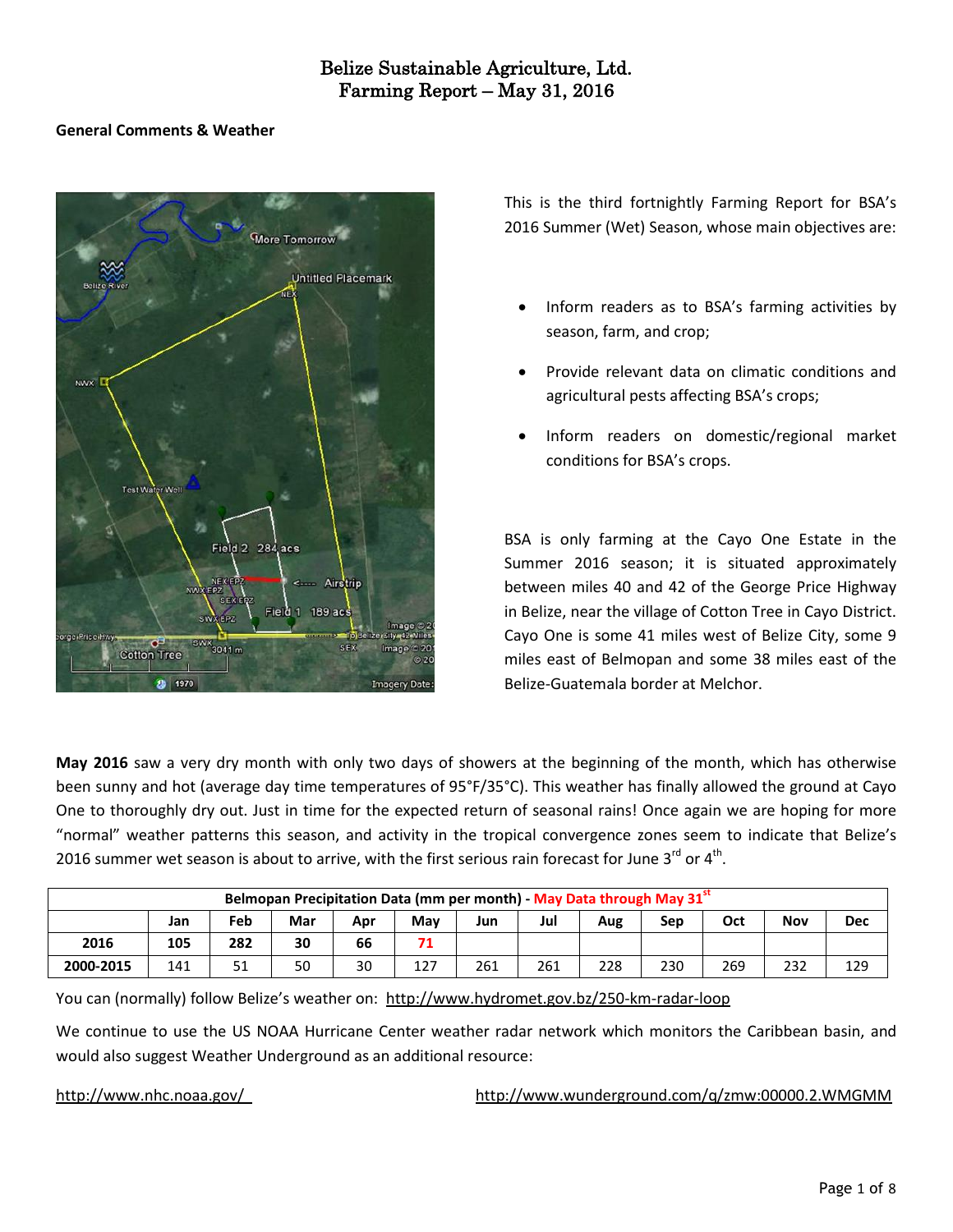# Belize Sustainable Agriculture, Ltd.
# Farming Report – May 31, 2016

## General Comments & Weather

This is the third fortnightly Farming Report for BSA's 2016 Summer (Wet) Season, whose main objectives are:

- Inform readers as to BSA's farming activities by season, farm, and crop;
- Provide relevant data on climatic conditions and agricultural pests affecting BSA's crops;
- Inform readers on domestic/regional market conditions for BSA's crops.

BSA is only farming at the Cayo One Estate in the Summer 2016 season; it is situated approximately between miles 40 and 42 of the George Price Highway in Belize, near the village of Cotton Tree in Cayo District. Cayo One is some 41 miles west of Belize City, some 9 miles east of Belmopan and some 38 miles east of the Belize-Guatemala border at Melchor.

**May 2016** saw a very dry month with only two days of showers at the beginning of the month, which has otherwise been sunny and hot (average day time temperatures of 95°F/35°C). This weather has finally allowed the ground at Cayo One to thoroughly dry out. Just in time for the expected return of seasonal rains! Once again we are hoping for more "normal" weather patterns this season, and activity in the tropical convergence zones seem to indicate that Belize's 2016 summer wet season is about to arrive, with the first serious rain forecast for June 3rd or 4th.

| Belmopan Precipitation Data (mm per month) - May Data through May 31st | | | | | | | | | | | | |
|---|---|---|---|---|---|---|---|---|---|---|---|---|
| | Jan | Feb | Mar | Apr | May | Jun | Jul | Aug | Sep | Oct | Nov | Dec |
| **2016** | **105** | **282** | **30** | **66** | **71** | | | | | | | |
| **2000-2015** | 141 | 51 | 50 | 30 | 127 | 261 | 261 | 228 | 230 | 269 | 232 | 129 |

You can (normally) follow Belize's weather on: http://www.hydromet.gov.bz/250-km-radar-loop

We continue to use the US NOAA Hurricane Center weather radar network which monitors the Caribbean basin, and would also suggest Weather Underground as an additional resource:

http://www.nhc.noaa.gov/

http://www.wunderground.com/q/zmw:00000.2.WMGMM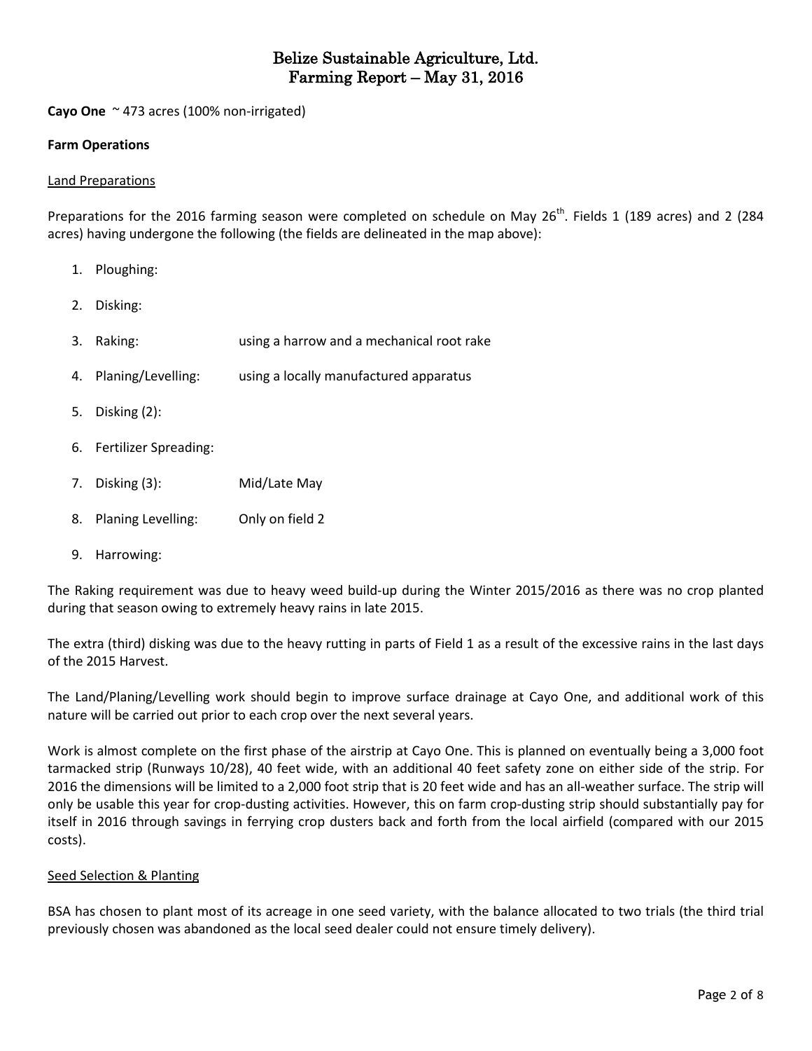# Belize Sustainable Agriculture, Ltd.
# Farming Report – May 31, 2016

**Cayo One** ~ 473 acres (100% non-irrigated)

**Farm Operations**

Land Preparations

Preparations for the 2016 farming season were completed on schedule on May 26th. Fields 1 (189 acres) and 2 (284 acres) having undergone the following (the fields are delineated in the map above):

1. Ploughing:
2. Disking:
3. Raking: using a harrow and a mechanical root rake
4. Planing/Levelling: using a locally manufactured apparatus
5. Disking (2):
6. Fertilizer Spreading:
7. Disking (3): Mid/Late May
8. Planing Levelling: Only on field 2
9. Harrowing:

The Raking requirement was due to heavy weed build-up during the Winter 2015/2016 as there was no crop planted during that season owing to extremely heavy rains in late 2015.

The extra (third) disking was due to the heavy rutting in parts of Field 1 as a result of the excessive rains in the last days of the 2015 Harvest.

The Land/Planing/Levelling work should begin to improve surface drainage at Cayo One, and additional work of this nature will be carried out prior to each crop over the next several years.

Work is almost complete on the first phase of the airstrip at Cayo One. This is planned on eventually being a 3,000 foot tarmacked strip (Runways 10/28), 40 feet wide, with an additional 40 feet safety zone on either side of the strip. For 2016 the dimensions will be limited to a 2,000 foot strip that is 20 feet wide and has an all-weather surface. The strip will only be usable this year for crop-dusting activities. However, this on farm crop-dusting strip should substantially pay for itself in 2016 through savings in ferrying crop dusters back and forth from the local airfield (compared with our 2015 costs).

Seed Selection & Planting

BSA has chosen to plant most of its acreage in one seed variety, with the balance allocated to two trials (the third trial previously chosen was abandoned as the local seed dealer could not ensure timely delivery).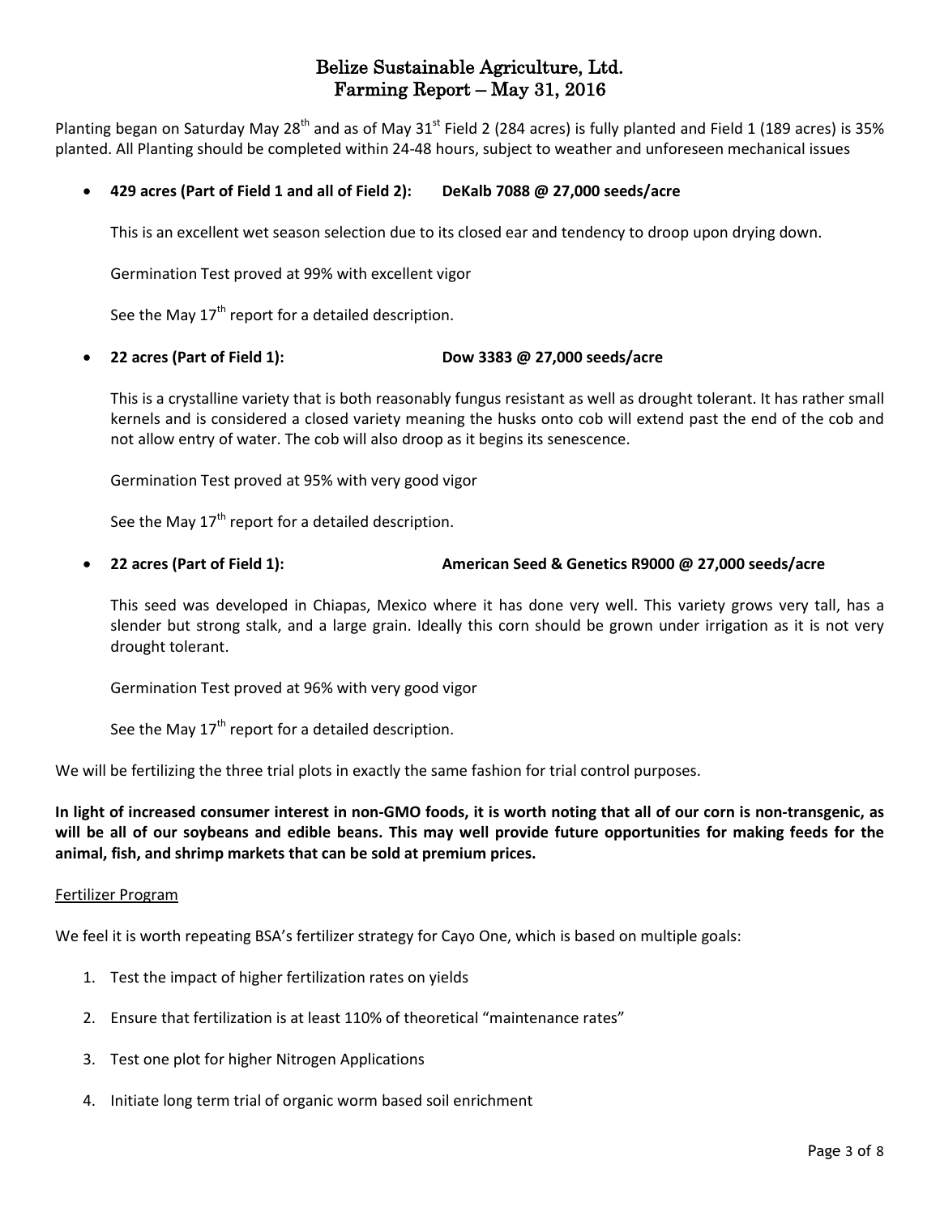# Belize Sustainable Agriculture, Ltd.
# Farming Report – May 31, 2016

Planting began on Saturday May 28th and as of May 31st Field 2 (284 acres) is fully planted and Field 1 (189 acres) is 35% planted. All Planting should be completed within 24-48 hours, subject to weather and unforeseen mechanical issues

- **429 acres (Part of Field 1 and all of Field 2): DeKalb 7088 @ 27,000 seeds/acre**

  This is an excellent wet season selection due to its closed ear and tendency to droop upon drying down.

  Germination Test proved at 99% with excellent vigor

  See the May 17th report for a detailed description.

- **22 acres (Part of Field 1): Dow 3383 @ 27,000 seeds/acre**

  This is a crystalline variety that is both reasonably fungus resistant as well as drought tolerant. It has rather small kernels and is considered a closed variety meaning the husks onto cob will extend past the end of the cob and not allow entry of water. The cob will also droop as it begins its senescence.

  Germination Test proved at 95% with very good vigor

  See the May 17th report for a detailed description.

- **22 acres (Part of Field 1): American Seed & Genetics R9000 @ 27,000 seeds/acre**

  This seed was developed in Chiapas, Mexico where it has done very well. This variety grows very tall, has a slender but strong stalk, and a large grain. Ideally this corn should be grown under irrigation as it is not very drought tolerant.

  Germination Test proved at 96% with very good vigor

  See the May 17th report for a detailed description.

We will be fertilizing the three trial plots in exactly the same fashion for trial control purposes.

**In light of increased consumer interest in non-GMO foods, it is worth noting that all of our corn is non-transgenic, as will be all of our soybeans and edible beans. This may well provide future opportunities for making feeds for the animal, fish, and shrimp markets that can be sold at premium prices.**

<u>Fertilizer Program</u>

We feel it is worth repeating BSA's fertilizer strategy for Cayo One, which is based on multiple goals:

1. Test the impact of higher fertilization rates on yields
2. Ensure that fertilization is at least 110% of theoretical "maintenance rates"
3. Test one plot for higher Nitrogen Applications
4. Initiate long term trial of organic worm based soil enrichment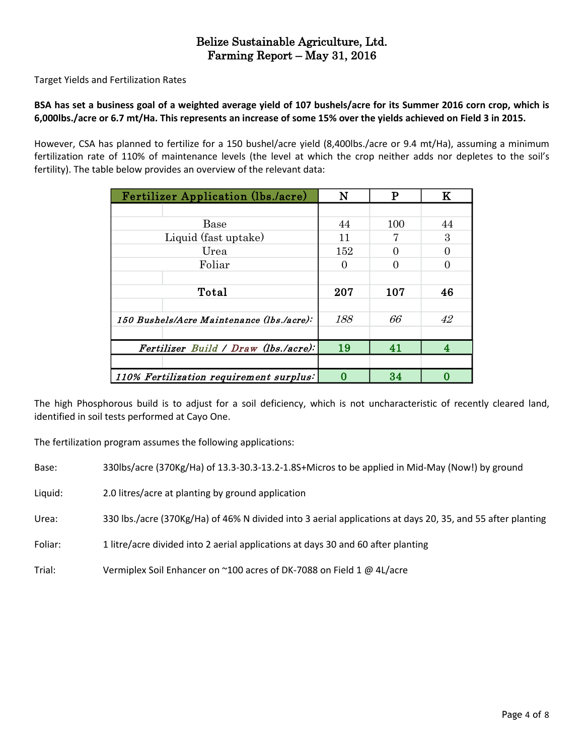# Belize Sustainable Agriculture, Ltd.
## Farming Report – May 31, 2016

Target Yields and Fertilization Rates

**BSA has set a business goal of a weighted average yield of 107 bushels/acre for its Summer 2016 corn crop, which is 6,000lbs./acre or 6.7 mt/Ha. This represents an increase of some 15% over the yields achieved on Field 3 in 2015.**

However, CSA has planned to fertilize for a 150 bushel/acre yield (8,400lbs./acre or 9.4 mt/Ha), assuming a minimum fertilization rate of 110% of maintenance levels (the level at which the crop neither adds nor depletes to the soil's fertility). The table below provides an overview of the relevant data:

| Fertilizer Application (lbs./acre) | N | P | K |
|---|---|---|---|
| Base | 44 | 100 | 44 |
| Liquid (fast uptake) | 11 | 7 | 3 |
| Urea | 152 | 0 | 0 |
| Foliar | 0 | 0 | 0 |
| **Total** | **207** | **107** | **46** |
| *150 Bushels/Acre Maintenance (lbs./acre):* | *188* | *66* | *42* |
| *Fertilizer Build / Draw (lbs./acre):* | **19** | **41** | **4** |
| *110% Fertilization requirement surplus:* | **0** | **34** | **0** |

The high Phosphorous build is to adjust for a soil deficiency, which is not uncharacteristic of recently cleared land, identified in soil tests performed at Cayo One.

The fertilization program assumes the following applications:

- Base: 330lbs/acre (370Kg/Ha) of 13.3-30.3-13.2-1.8S+Micros to be applied in Mid-May (Now!) by ground
- Liquid: 2.0 litres/acre at planting by ground application
- Urea: 330 lbs./acre (370Kg/Ha) of 46% N divided into 3 aerial applications at days 20, 35, and 55 after planting
- Foliar: 1 litre/acre divided into 2 aerial applications at days 30 and 60 after planting
- Trial: Vermiplex Soil Enhancer on ~100 acres of DK-7088 on Field 1 @ 4L/acre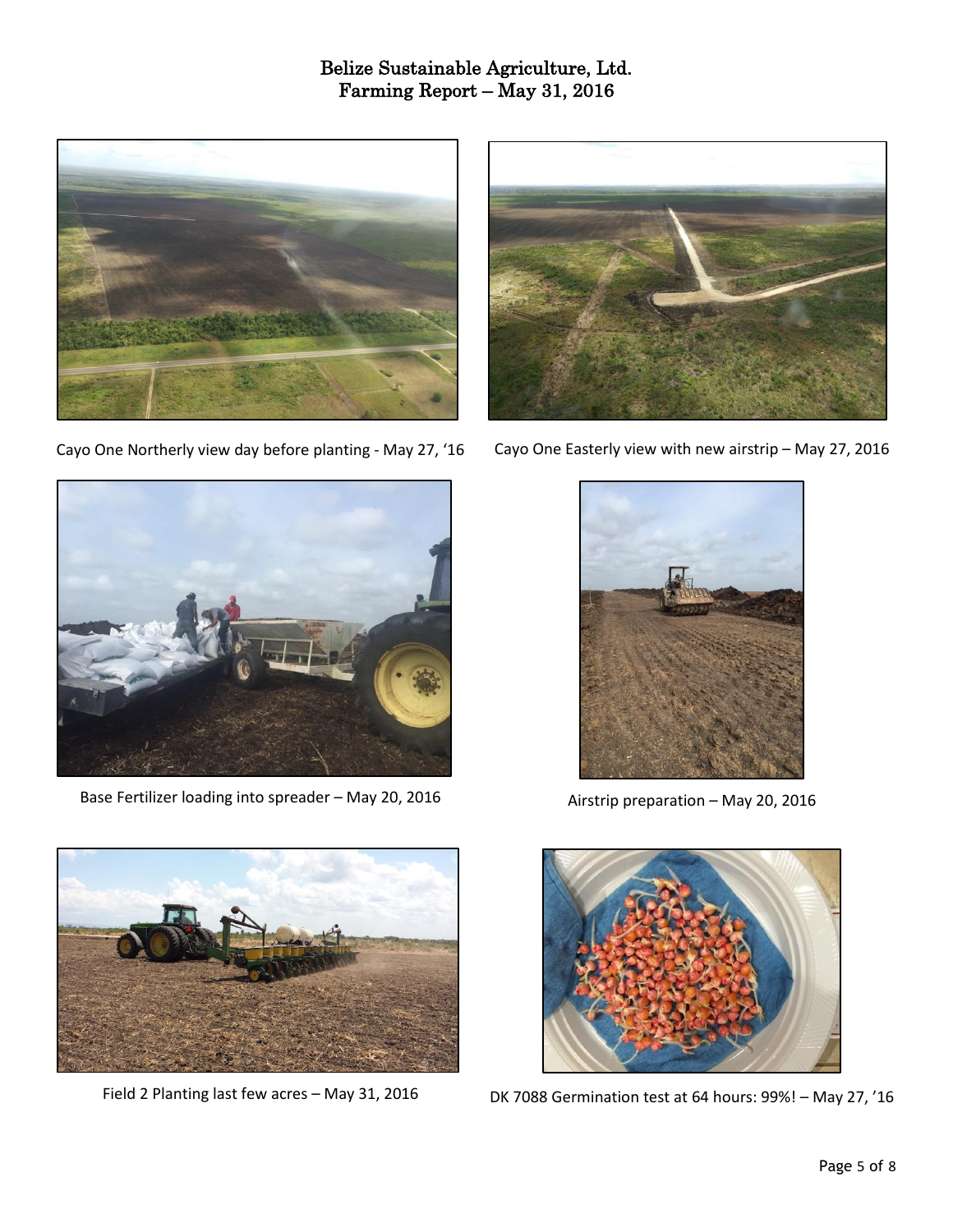# Belize Sustainable Agriculture, Ltd.
# Farming Report – May 31, 2016

Cayo One Northerly view day before planting - May 27, '16

Cayo One Easterly view with new airstrip – May 27, 2016

Base Fertilizer loading into spreader – May 20, 2016

Airstrip preparation – May 20, 2016

Field 2 Planting last few acres – May 31, 2016

DK 7088 Germination test at 64 hours: 99%! – May 27, '16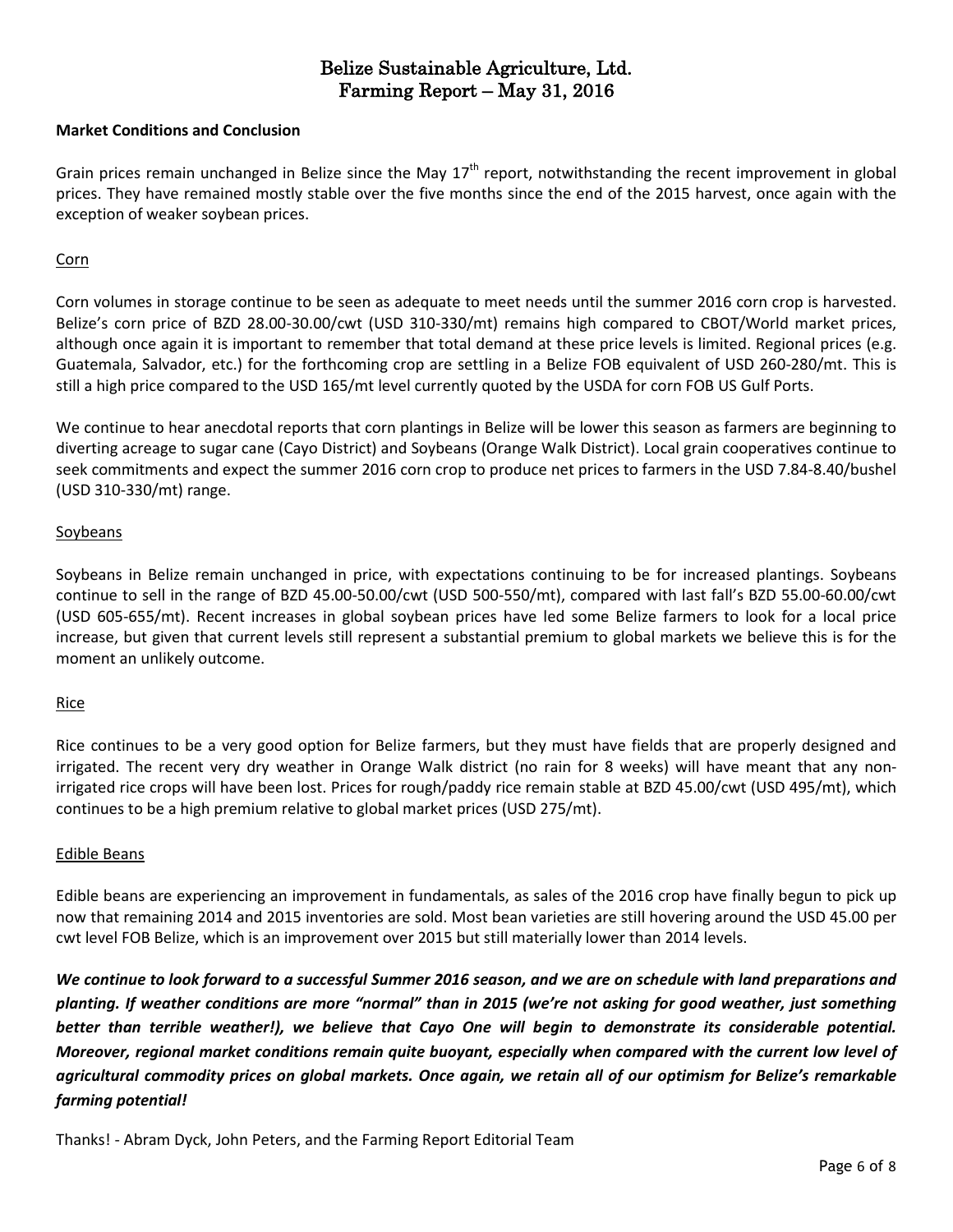### Market Conditions and Conclusion

Grain prices remain unchanged in Belize since the May 17th report, notwithstanding the recent improvement in global prices. They have remained mostly stable over the five months since the end of the 2015 harvest, once again with the exception of weaker soybean prices.

#### Corn

Corn volumes in storage continue to be seen as adequate to meet needs until the summer 2016 corn crop is harvested. Belize's corn price of BZD 28.00-30.00/cwt (USD 310-330/mt) remains high compared to CBOT/World market prices, although once again it is important to remember that total demand at these price levels is limited. Regional prices (e.g. Guatemala, Salvador, etc.) for the forthcoming crop are settling in a Belize FOB equivalent of USD 260-280/mt. This is still a high price compared to the USD 165/mt level currently quoted by the USDA for corn FOB US Gulf Ports.

We continue to hear anecdotal reports that corn plantings in Belize will be lower this season as farmers are beginning to diverting acreage to sugar cane (Cayo District) and Soybeans (Orange Walk District). Local grain cooperatives continue to seek commitments and expect the summer 2016 corn crop to produce net prices to farmers in the USD 7.84-8.40/bushel (USD 310-330/mt) range.

#### Soybeans

Soybeans in Belize remain unchanged in price, with expectations continuing to be for increased plantings. Soybeans continue to sell in the range of BZD 45.00-50.00/cwt (USD 500-550/mt), compared with last fall's BZD 55.00-60.00/cwt (USD 605-655/mt). Recent increases in global soybean prices have led some Belize farmers to look for a local price increase, but given that current levels still represent a substantial premium to global markets we believe this is for the moment an unlikely outcome.

#### Rice

Rice continues to be a very good option for Belize farmers, but they must have fields that are properly designed and irrigated. The recent very dry weather in Orange Walk district (no rain for 8 weeks) will have meant that any non-irrigated rice crops will have been lost. Prices for rough/paddy rice remain stable at BZD 45.00/cwt (USD 495/mt), which continues to be a high premium relative to global market prices (USD 275/mt).

#### Edible Beans

Edible beans are experiencing an improvement in fundamentals, as sales of the 2016 crop have finally begun to pick up now that remaining 2014 and 2015 inventories are sold. Most bean varieties are still hovering around the USD 45.00 per cwt level FOB Belize, which is an improvement over 2015 but still materially lower than 2014 levels.

***We continue to look forward to a successful Summer 2016 season, and we are on schedule with land preparations and planting. If weather conditions are more "normal" than in 2015 (we're not asking for good weather, just something better than terrible weather!), we believe that Cayo One will begin to demonstrate its considerable potential. Moreover, regional market conditions remain quite buoyant, especially when compared with the current low level of agricultural commodity prices on global markets. Once again, we retain all of our optimism for Belize's remarkable farming potential!***

Thanks! - Abram Dyck, John Peters, and the Farming Report Editorial Team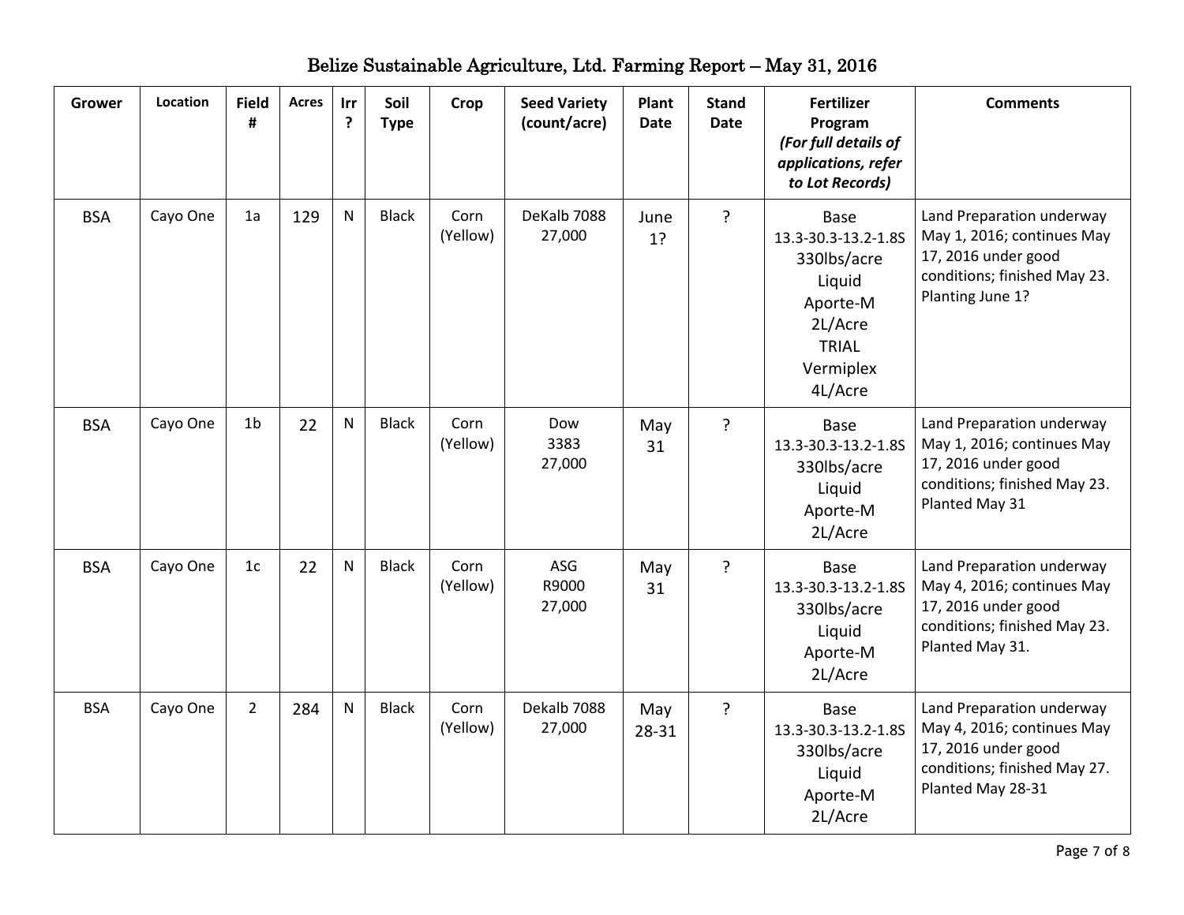# Belize Sustainable Agriculture, Ltd. Farming Report – May 31, 2016

| Grower | Location | Field # | Acres | Irr ? | Soil Type | Crop | Seed Variety (count/acre) | Plant Date | Stand Date | Fertilizer Program *(For full details of applications, refer to Lot Records)* | Comments |
|---|---|---|---|---|---|---|---|---|---|---|---|
| BSA | Cayo One | 1a | 129 | N | Black | Corn (Yellow) | DeKalb 7088 27,000 | June 1? | ? | Base 13.3-30.3-13.2-1.8S 330lbs/acre Liquid Aporte-M 2L/Acre TRIAL Vermiplex 4L/Acre | Land Preparation underway May 1, 2016; continues May 17, 2016 under good conditions; finished May 23. Planting June 1? |
| BSA | Cayo One | 1b | 22 | N | Black | Corn (Yellow) | Dow 3383 27,000 | May 31 | ? | Base 13.3-30.3-13.2-1.8S 330lbs/acre Liquid Aporte-M 2L/Acre | Land Preparation underway May 1, 2016; continues May 17, 2016 under good conditions; finished May 23. Planted May 31 |
| BSA | Cayo One | 1c | 22 | N | Black | Corn (Yellow) | ASG R9000 27,000 | May 31 | ? | Base 13.3-30.3-13.2-1.8S 330lbs/acre Liquid Aporte-M 2L/Acre | Land Preparation underway May 4, 2016; continues May 17, 2016 under good conditions; finished May 23. Planted May 31. |
| BSA | Cayo One | 2 | 284 | N | Black | Corn (Yellow) | Dekalb 7088 27,000 | May 28-31 | ? | Base 13.3-30.3-13.2-1.8S 330lbs/acre Liquid Aporte-M 2L/Acre | Land Preparation underway May 4, 2016; continues May 17, 2016 under good conditions; finished May 27. Planted May 28-31 |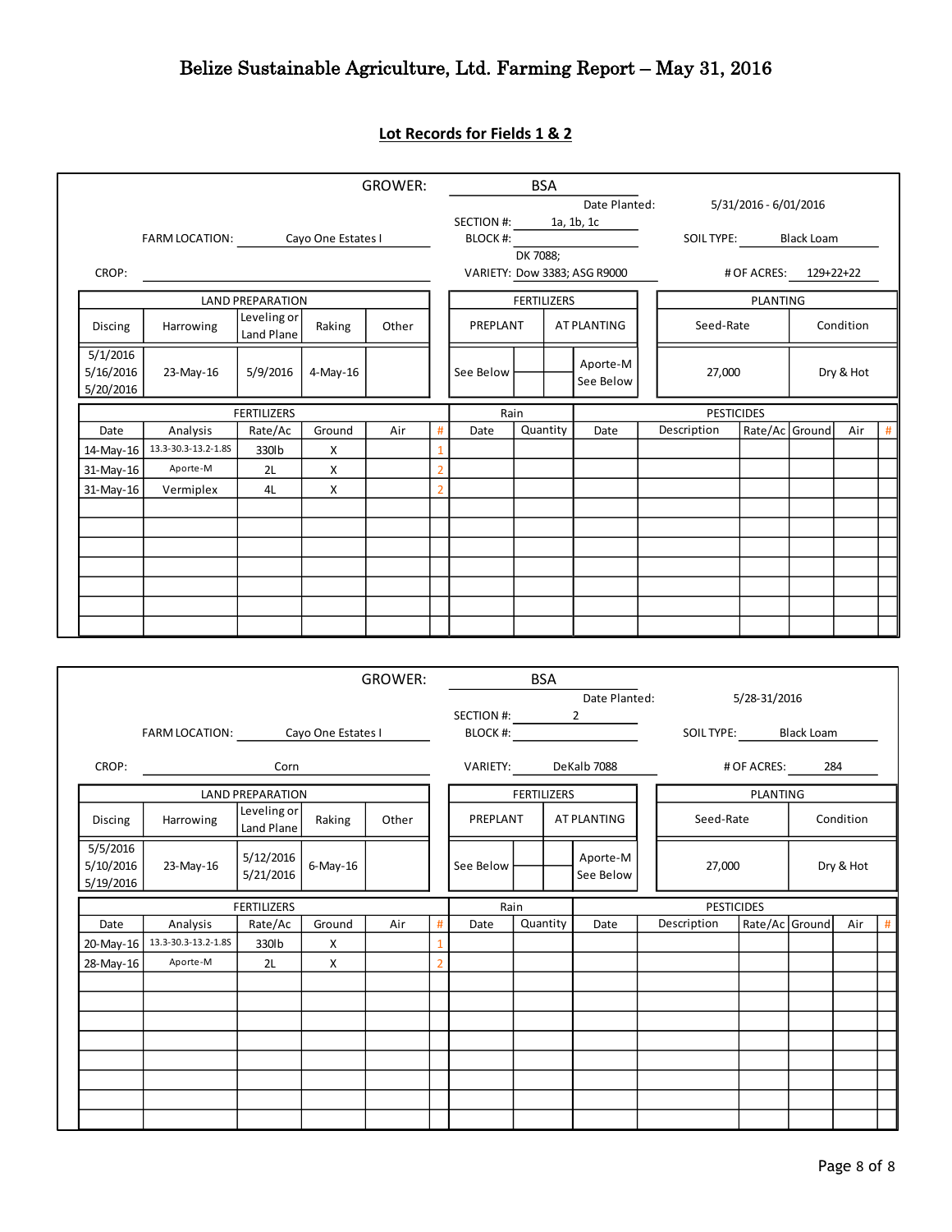# Belize Sustainable Agriculture, Ltd. Farming Report – May 31, 2016

## Lot Records for Fields 1 & 2

GROWER: BSA

Date Planted: 5/31/2016 - 6/01/2016

FARM LOCATION: Cayo One Estates I

SECTION #: 1a, 1b, 1c

BLOCK #:

SOIL TYPE: Black Loam

CROP:

VARIETY: DK 7088; Dow 3383; ASG R9000

# OF ACRES: 129+22+22

| LAND PREPARATION | | | | | FERTILIZERS | | PLANTING | |
|---|---|---|---|---|---|---|---|---|
| Discing | Harrowing | Leveling or Land Plane | Raking | Other | PREPLANT | AT PLANTING | Seed-Rate | Condition |
| 5/1/2016 5/16/2016 5/20/2016 | 23-May-16 | 5/9/2016 | 4-May-16 | | See Below | Aporte-M See Below | 27,000 | Dry & Hot |

| FERTILIZERS | | | | | | Rain | | PESTICIDES | | | | | |
|---|---|---|---|---|---|---|---|---|---|---|---|---|---|
| Date | Analysis | Rate/Ac | Ground | Air | # | Date | Quantity | Date | Description | Rate/Ac | Ground | Air | # |
| 14-May-16 | 13.3-30.3-13.2-1.8S | 330lb | X | | 1 | | | | | | | | |
| 31-May-16 | Aporte-M | 2L | X | | 2 | | | | | | | | |
| 31-May-16 | Vermiplex | 4L | X | | 2 | | | | | | | | |

GROWER: BSA

Date Planted: 5/28-31/2016

FARM LOCATION: Cayo One Estates I

SECTION #: 2

BLOCK #:

SOIL TYPE: Black Loam

CROP: Corn

VARIETY: DeKalb 7088

# OF ACRES: 284

| LAND PREPARATION | | | | | FERTILIZERS | | PLANTING | |
|---|---|---|---|---|---|---|---|---|
| Discing | Harrowing | Leveling or Land Plane | Raking | Other | PREPLANT | AT PLANTING | Seed-Rate | Condition |
| 5/5/2016 5/10/2016 5/19/2016 | 23-May-16 | 5/12/2016 5/21/2016 | 6-May-16 | | See Below | Aporte-M See Below | 27,000 | Dry & Hot |

| FERTILIZERS | | | | | | Rain | | PESTICIDES | | | | | |
|---|---|---|---|---|---|---|---|---|---|---|---|---|---|
| Date | Analysis | Rate/Ac | Ground | Air | # | Date | Quantity | Date | Description | Rate/Ac | Ground | Air | # |
| 20-May-16 | 13.3-30.3-13.2-1.8S | 330lb | X | | 1 | | | | | | | | |
| 28-May-16 | Aporte-M | 2L | X | | 2 | | | | | | | | |